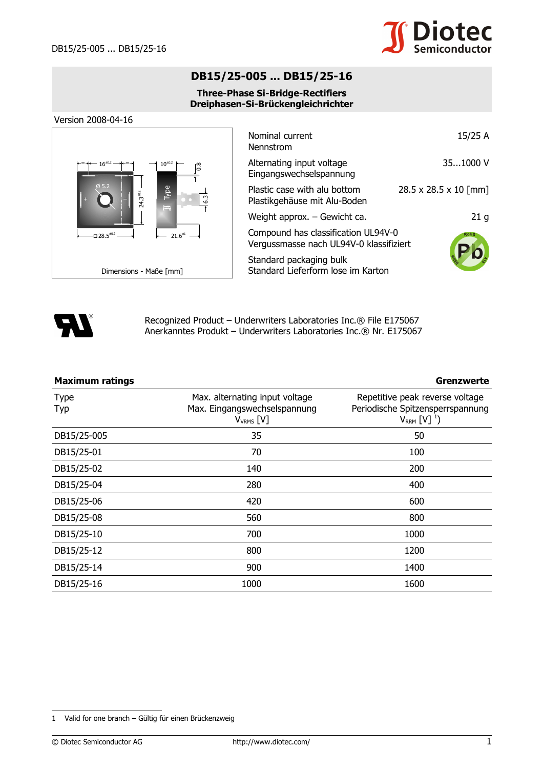# DB15/25-005 ... DB15/25-16

**Three-Phase Si-Bridge-Rectifiers**
**Dreiphasen-Si-Brückengleichrichter**

Version 2008-04-16

Dimensions - Maße [mm]

| | |
|---|---|
| Nominal current<br>Nennstrom | 15/25 A |
| Alternating input voltage<br>Eingangswechselspannung | 35...1000 V |
| Plastic case with alu bottom<br>Plastikgehäuse mit Alu-Boden | 28.5 x 28.5 x 10 [mm] |
| Weight approx. – Gewicht ca. | 21 g |
| Compound has classification UL94V-0<br>Vergussmasse nach UL94V-0 klassifiziert | |
| Standard packaging bulk<br>Standard Lieferform lose im Karton | |

Recognized Product – Underwriters Laboratories Inc.® File E175067
Anerkanntes Produkt – Underwriters Laboratories Inc.® Nr. E175067

**Maximum ratings** **Grenzwerte**

| Type<br>Typ | Max. alternating input voltage<br>Max. Eingangswechselspannung<br>$V_{VRMS}$ [V] | Repetitive peak reverse voltage<br>Periodische Spitzensperrspannung<br>$V_{RRM}$ [V] [1]) |
|---|---|---|
| DB15/25-005 | 35 | 50 |
| DB15/25-01 | 70 | 100 |
| DB15/25-02 | 140 | 200 |
| DB15/25-04 | 280 | 400 |
| DB15/25-06 | 420 | 600 |
| DB15/25-08 | 560 | 800 |
| DB15/25-10 | 700 | 1000 |
| DB15/25-12 | 800 | 1200 |
| DB15/25-14 | 900 | 1400 |
| DB15/25-16 | 1000 | 1600 |

1 Valid for one branch – Gültig für einen Brückenzweig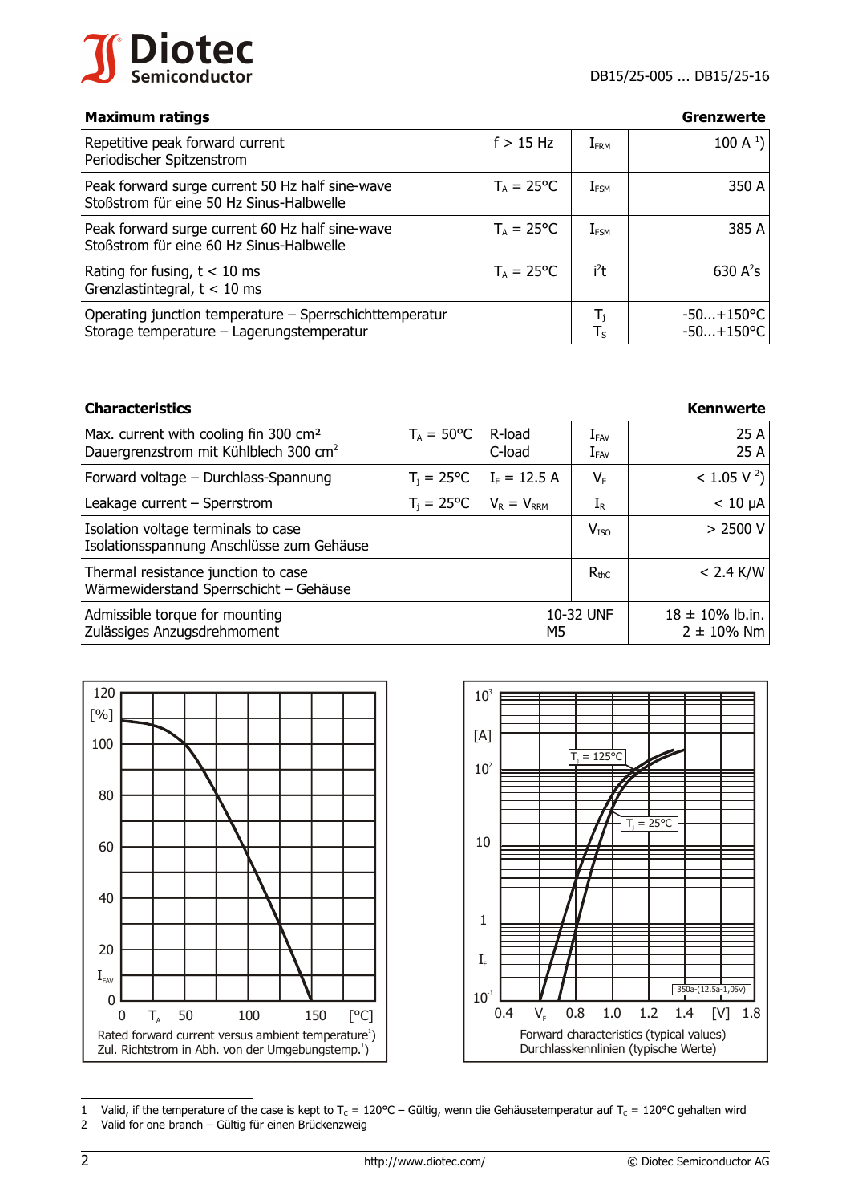## Maximum ratings — Grenzwerte

| | | | |
|---|---|---|---|
| Repetitive peak forward current<br>Periodischer Spitzenstrom | f > 15 Hz | $I_{FRM}$ | 100 A [1] |
| Peak forward surge current 50 Hz half sine-wave<br>Stoßstrom für eine 50 Hz Sinus-Halbwelle | $T_A$ = 25°C | $I_{FSM}$ | 350 A |
| Peak forward surge current 60 Hz half sine-wave<br>Stoßstrom für eine 60 Hz Sinus-Halbwelle | $T_A$ = 25°C | $I_{FSM}$ | 385 A |
| Rating for fusing, t < 10 ms<br>Grenzlastintegral, t < 10 ms | $T_A$ = 25°C | $i^2t$ | 630 $A^2s$ |
| Operating junction temperature – Sperrschichttemperatur<br>Storage temperature – Lagerungstemperatur | | $T_j$<br>$T_S$ | -50...+150°C<br>-50...+150°C |

## Characteristics — Kennwerte

| | | | | |
|---|---|---|---|---|
| Max. current with cooling fin 300 cm²<br>Dauergrenzstrom mit Kühlblech 300 cm² | $T_A$ = 50°C | R-load<br>C-load | $I_{FAV}$<br>$I_{FAV}$ | 25 A<br>25 A |
| Forward voltage – Durchlass-Spannung | $T_j$ = 25°C | $I_F$ = 12.5 A | $V_F$ | < 1.05 V [2] |
| Leakage current – Sperrstrom | $T_j$ = 25°C | $V_R$ = $V_{RRM}$ | $I_R$ | < 10 µA |
| Isolation voltage terminals to case<br>Isolationsspannung Anschlüsse zum Gehäuse | | | $V_{ISO}$ | > 2500 V |
| Thermal resistance junction to case<br>Wärmewiderstand Sperrschicht – Gehäuse | | | $R_{thC}$ | < 2.4 K/W |
| Admissible torque for mounting<br>Zulässiges Anzugsdrehmoment | | | 10-32 UNF<br>M5 | 18 ± 10% lb.in.<br>2 ± 10% Nm |

120
[%]
100
80
60
40
20
$I_{FAV}$
0
0 $T_A$ 50 100 150 [°C]

Rated forward current versus ambient temperature[1]
Zul. Richtstrom in Abh. von der Umgebungstemp.[1]

$10^3$
[A]
$10^2$
10
1
$I_F$
$10^{-1}$
$T_j$ = 125°C
$T_j$ = 25°C
350a-(12.5a-1,05v)
0.4 $V_F$ 0.8 1.0 1.2 1.4 [V] 1.8

Forward characteristics (typical values)
Durchlasskennlinien (typische Werte)

---

1 Valid, if the temperature of the case is kept to $T_C$ = 120°C – Gültig, wenn die Gehäusetemperatur auf $T_C$ = 120°C gehalten wird
2 Valid for one branch – Gültig für einen Brückenzweig